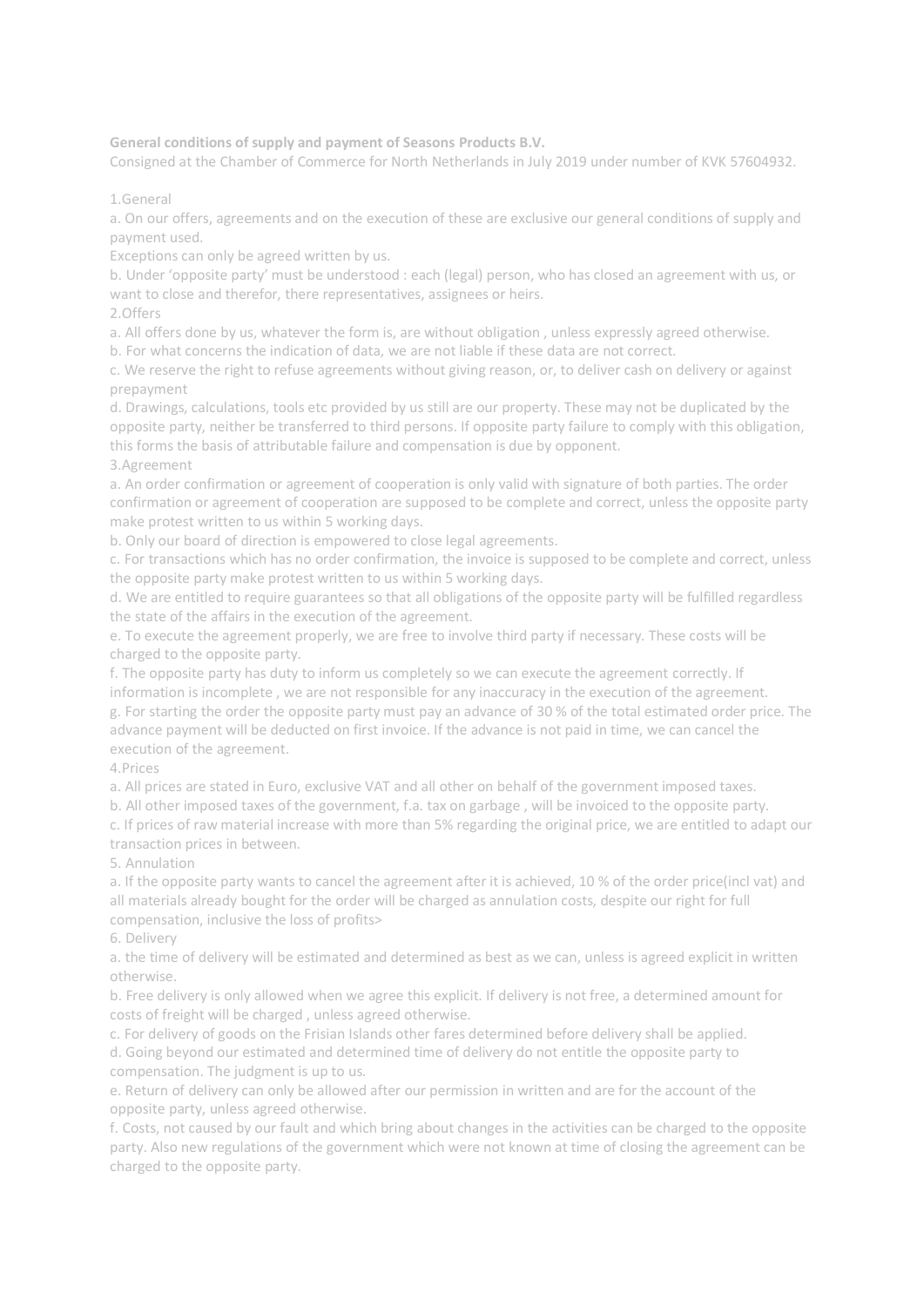**General conditions of supply and payment of Seasons Products B.V.**
Consigned at the Chamber of Commerce for North Netherlands in July 2019 under number of KVK 57604932.

1.General

a. On our offers, agreements and on the execution of these are exclusive our general conditions of supply and payment used.
Exceptions can only be agreed written by us.

b. Under 'opposite party' must be understood : each (legal) person, who has closed an agreement with us, or want to close and therefor, there representatives, assignees or heirs.

2.Offers

a. All offers done by us, whatever the form is, are without obligation , unless expressly agreed otherwise.

b. For what concerns the indication of data, we are not liable if these data are not correct.

c. We reserve the right to refuse agreements without giving reason, or, to deliver cash on delivery or against prepayment

d. Drawings, calculations, tools etc provided by us still are our property. These may not be duplicated by the opposite party, neither be transferred to third persons. If opposite party failure to comply with this obligation, this forms the basis of attributable failure and compensation is due by opponent.

3.Agreement

a. An order confirmation or agreement of cooperation is only valid with signature of both parties. The order confirmation or agreement of cooperation are supposed to be complete and correct, unless the opposite party make protest written to us within 5 working days.

b. Only our board of direction is empowered to close legal agreements.

c. For transactions which has no order confirmation, the invoice is supposed to be complete and correct, unless the opposite party make protest written to us within 5 working days.

d. We are entitled to require guarantees so that all obligations of the opposite party will be fulfilled regardless the state of the affairs in the execution of the agreement.

e. To execute the agreement properly, we are free to involve third party if necessary. These costs will be charged to the opposite party.

f. The opposite party has duty to inform us completely so we can execute the agreement correctly. If information is incomplete , we are not responsible for any inaccuracy in the execution of the agreement.

g. For starting the order the opposite party must pay an advance of 30 % of the total estimated order price. The advance payment will be deducted on first invoice. If the advance is not paid in time, we can cancel the execution of the agreement.

4.Prices

a. All prices are stated in Euro, exclusive VAT and all other on behalf of the government imposed taxes.

b. All other imposed taxes of the government, f.a. tax on garbage , will be invoiced to the opposite party.

c. If prices of raw material increase with more than 5% regarding the original price, we are entitled to adapt our transaction prices in between.

5. Annulation

a. If the opposite party wants to cancel the agreement after it is achieved, 10 % of the order price(incl vat) and all materials already bought for the order will be charged as annulation costs, despite our right for full compensation, inclusive the loss of profits>

6. Delivery

a. the time of delivery will be estimated and determined as best as we can, unless is agreed explicit in written otherwise.

b. Free delivery is only allowed when we agree this explicit. If delivery is not free, a determined amount for costs of freight will be charged , unless agreed otherwise.

c. For delivery of goods on the Frisian Islands other fares determined before delivery shall be applied.

d. Going beyond our estimated and determined time of delivery do not entitle the opposite party to compensation. The judgment is up to us.

e. Return of delivery can only be allowed after our permission in written and are for the account of the opposite party, unless agreed otherwise.

f. Costs, not caused by our fault and which bring about changes in the activities can be charged to the opposite party. Also new regulations of the government which were not known at time of closing the agreement can be charged to the opposite party.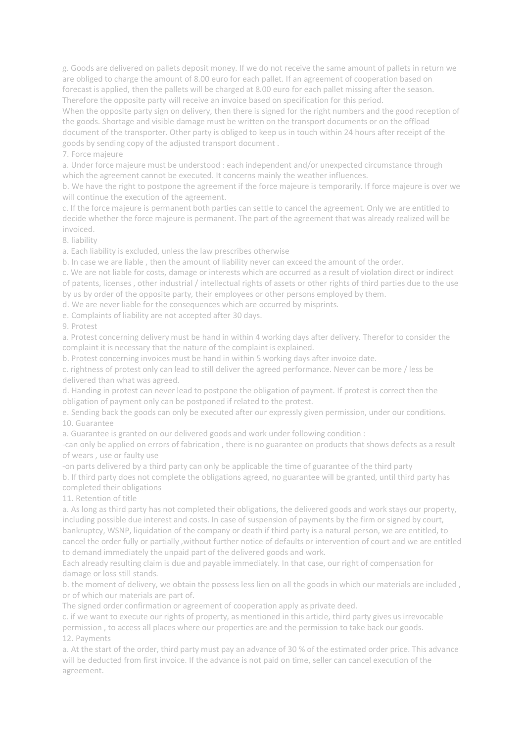g. Goods are delivered on pallets deposit money. If we do not receive the same amount of pallets in return we are obliged to charge the amount of 8.00 euro for each pallet. If an agreement of cooperation based on forecast is applied, then the pallets will be charged at 8.00 euro for each pallet missing after the season. Therefore the opposite party will receive an invoice based on specification for this period.

When the opposite party sign on delivery, then there is signed for the right numbers and the good reception of the goods. Shortage and visible damage must be written on the transport documents or on the offload document of the transporter. Other party is obliged to keep us in touch within 24 hours after receipt of the goods by sending copy of the adjusted transport document .

7. Force majeure

a. Under force majeure must be understood : each independent and/or unexpected circumstance through which the agreement cannot be executed. It concerns mainly the weather influences.

b. We have the right to postpone the agreement if the force majeure is temporarily. If force majeure is over we will continue the execution of the agreement.

c. If the force majeure is permanent both parties can settle to cancel the agreement. Only we are entitled to decide whether the force majeure is permanent. The part of the agreement that was already realized will be invoiced.

8. liability

a. Each liability is excluded, unless the law prescribes otherwise

b. In case we are liable , then the amount of liability never can exceed the amount of the order.

c. We are not liable for costs, damage or interests which are occurred as a result of violation direct or indirect of patents, licenses , other industrial / intellectual rights of assets or other rights of third parties due to the use by us by order of the opposite party, their employees or other persons employed by them.

d. We are never liable for the consequences which are occurred by misprints.

e. Complaints of liability are not accepted after 30 days.

9. Protest

a. Protest concerning delivery must be hand in within 4 working days after delivery. Therefor to consider the complaint it is necessary that the nature of the complaint is explained.

b. Protest concerning invoices must be hand in within 5 working days after invoice date.

c. rightness of protest only can lead to still deliver the agreed performance. Never can be more / less be delivered than what was agreed.

d. Handing in protest can never lead to postpone the obligation of payment. If protest is correct then the obligation of payment only can be postponed if related to the protest.

e. Sending back the goods can only be executed after our expressly given permission, under our conditions.

10. Guarantee

a. Guarantee is granted on our delivered goods and work under following condition :

-can only be applied on errors of fabrication , there is no guarantee on products that shows defects as a result of wears , use or faulty use

-on parts delivered by a third party can only be applicable the time of guarantee of the third party

b. If third party does not complete the obligations agreed, no guarantee will be granted, until third party has completed their obligations

11. Retention of title

a. As long as third party has not completed their obligations, the delivered goods and work stays our property, including possible due interest and costs. In case of suspension of payments by the firm or signed by court, bankruptcy, WSNP, liquidation of the company or death if third party is a natural person, we are entitled, to cancel the order fully or partially ,without further notice of defaults or intervention of court and we are entitled to demand immediately the unpaid part of the delivered goods and work.

Each already resulting claim is due and payable immediately. In that case, our right of compensation for damage or loss still stands.

b. the moment of delivery, we obtain the possess less lien on all the goods in which our materials are included , or of which our materials are part of.

The signed order confirmation or agreement of cooperation apply as private deed.

c. if we want to execute our rights of property, as mentioned in this article, third party gives us irrevocable permission , to access all places where our properties are and the permission to take back our goods.

12. Payments

a. At the start of the order, third party must pay an advance of 30 % of the estimated order price. This advance will be deducted from first invoice. If the advance is not paid on time, seller can cancel execution of the agreement.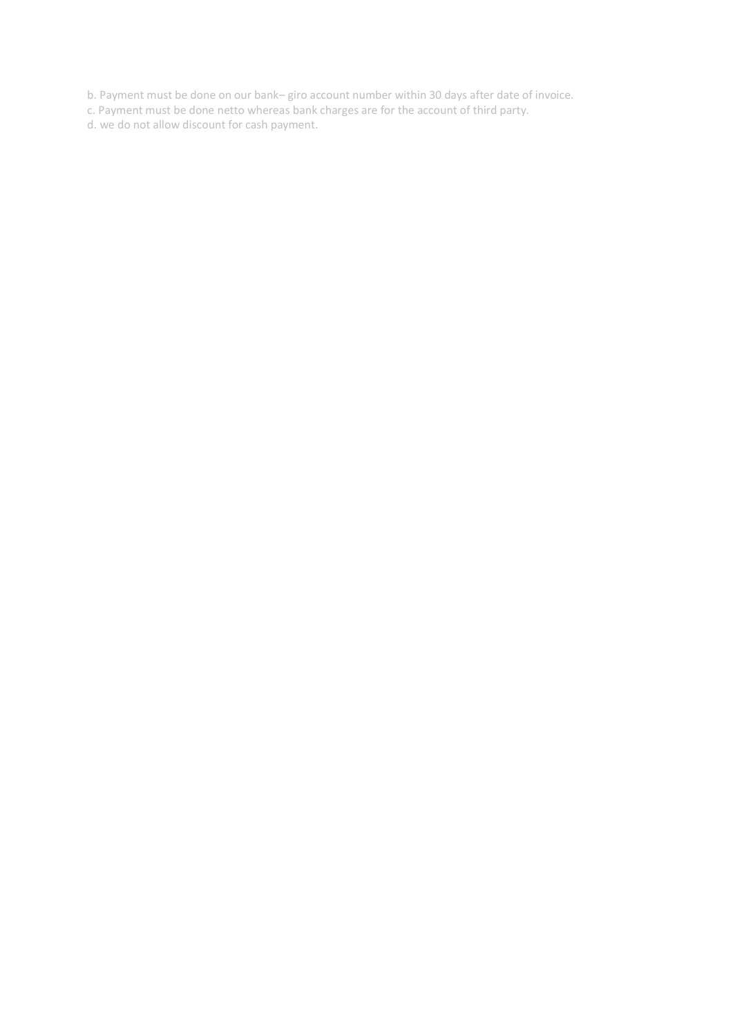b. Payment must be done on our bank– giro account number within 30 days after date of invoice.
c. Payment must be done netto whereas bank charges are for the account of third party.
d. we do not allow discount for cash payment.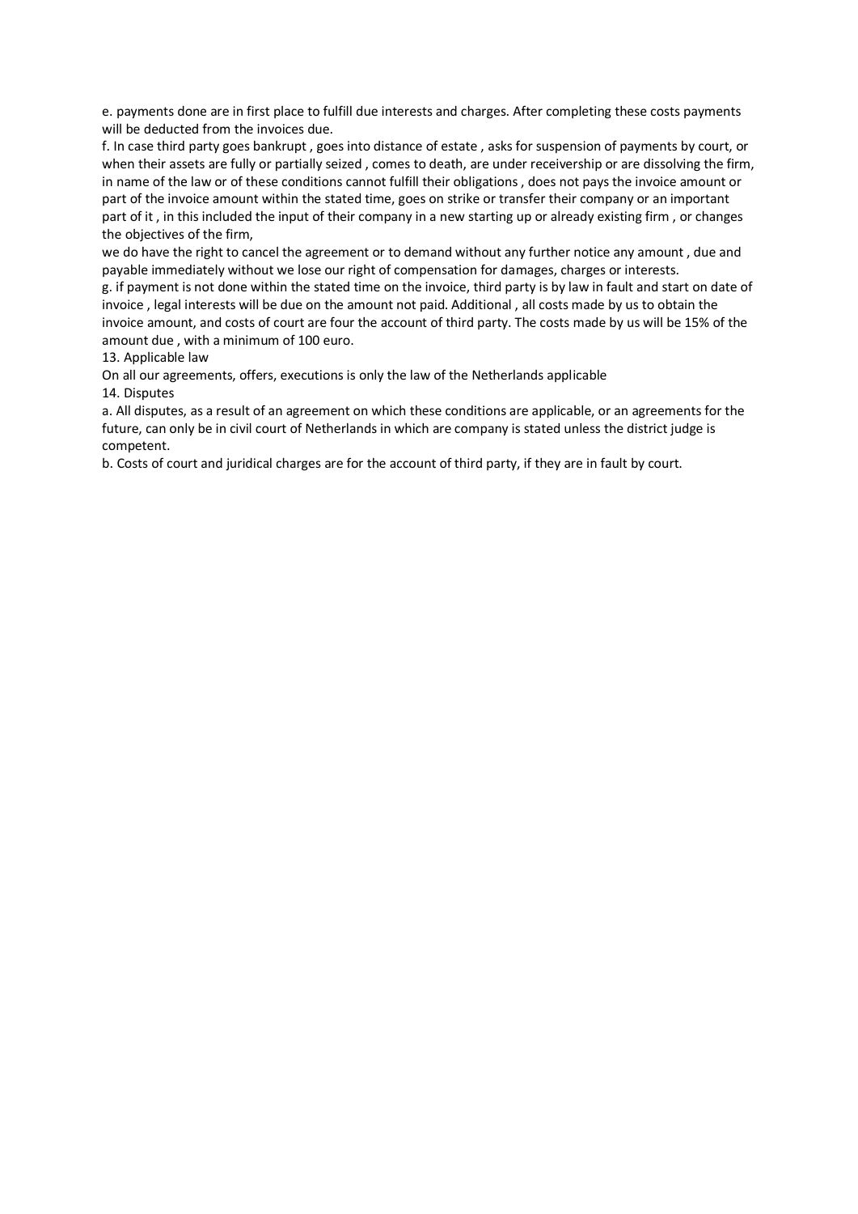e. payments done are in first place to fulfill due interests and charges. After completing these costs payments will be deducted from the invoices due.

f. In case third party goes bankrupt , goes into distance of estate , asks for suspension of payments by court, or when their assets are fully or partially seized , comes to death, are under receivership or are dissolving the firm, in name of the law or of these conditions cannot fulfill their obligations , does not pays the invoice amount or part of the invoice amount within the stated time, goes on strike or transfer their company or an important part of it , in this included the input of their company in a new starting up or already existing firm , or changes the objectives of the firm,

we do have the right to cancel the agreement or to demand without any further notice any amount , due and payable immediately without we lose our right of compensation for damages, charges or interests.

g. if payment is not done within the stated time on the invoice, third party is by law in fault and start on date of invoice , legal interests will be due on the amount not paid. Additional , all costs made by us to obtain the invoice amount, and costs of court are four the account of third party. The costs made by us will be 15% of the amount due , with a minimum of 100 euro.

13. Applicable law

On all our agreements, offers, executions is only the law of the Netherlands applicable

14. Disputes

a. All disputes, as a result of an agreement on which these conditions are applicable, or an agreements for the future, can only be in civil court of Netherlands in which are company is stated unless the district judge is competent.

b. Costs of court and juridical charges are for the account of third party, if they are in fault by court.